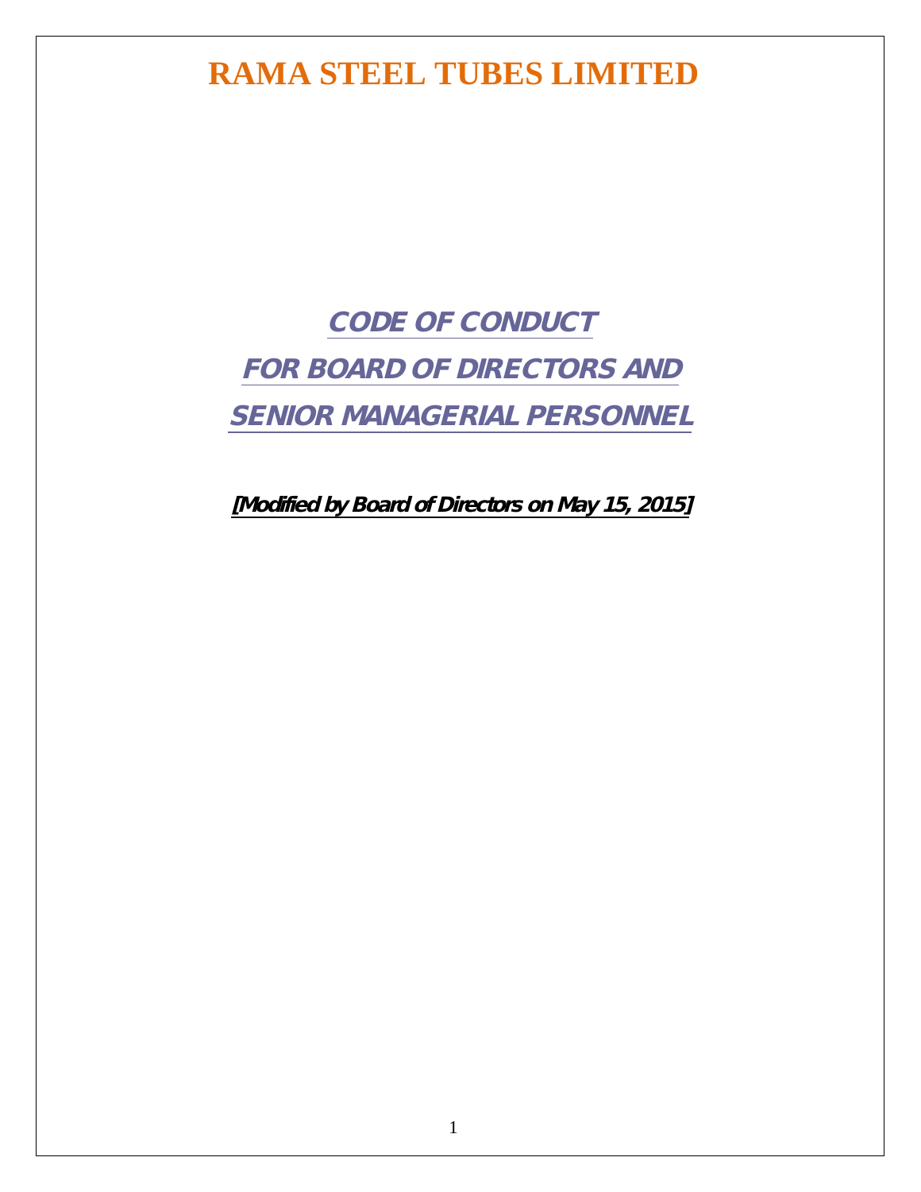# RAMA STEEL TUBES LIMITED

## CODE OF CONDUCT

## FOR BOARD OF DIRECTORS AND

## SENIOR MANAGERIAL PERSONNEL

***[Modified by Board of Directors on May 15, 2015]***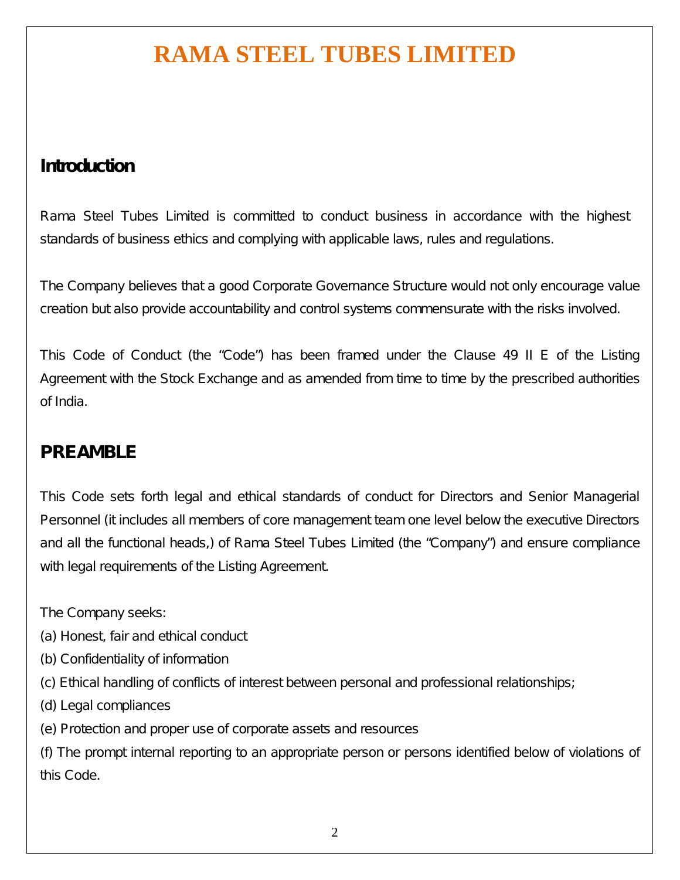# RAMA STEEL TUBES LIMITED

## Introduction

Rama Steel Tubes Limited is committed to conduct business in accordance with the highest standards of business ethics and complying with applicable laws, rules and regulations.

The Company believes that a good Corporate Governance Structure would not only encourage value creation but also provide accountability and control systems commensurate with the risks involved.

This Code of Conduct (the "Code") has been framed under the Clause 49 II E of the Listing Agreement with the Stock Exchange and as amended from time to time by the prescribed authorities of India.

## PREAMBLE

This Code sets forth legal and ethical standards of conduct for Directors and Senior Managerial Personnel (it includes all members of core management team one level below the executive Directors and all the functional heads,) of Rama Steel Tubes Limited (the "Company") and ensure compliance with legal requirements of the Listing Agreement.

The Company seeks:

(a) Honest, fair and ethical conduct

(b) Confidentiality of information

(c) Ethical handling of conflicts of interest between personal and professional relationships;

(d) Legal compliances

(e) Protection and proper use of corporate assets and resources

(f) The prompt internal reporting to an appropriate person or persons identified below of violations of this Code.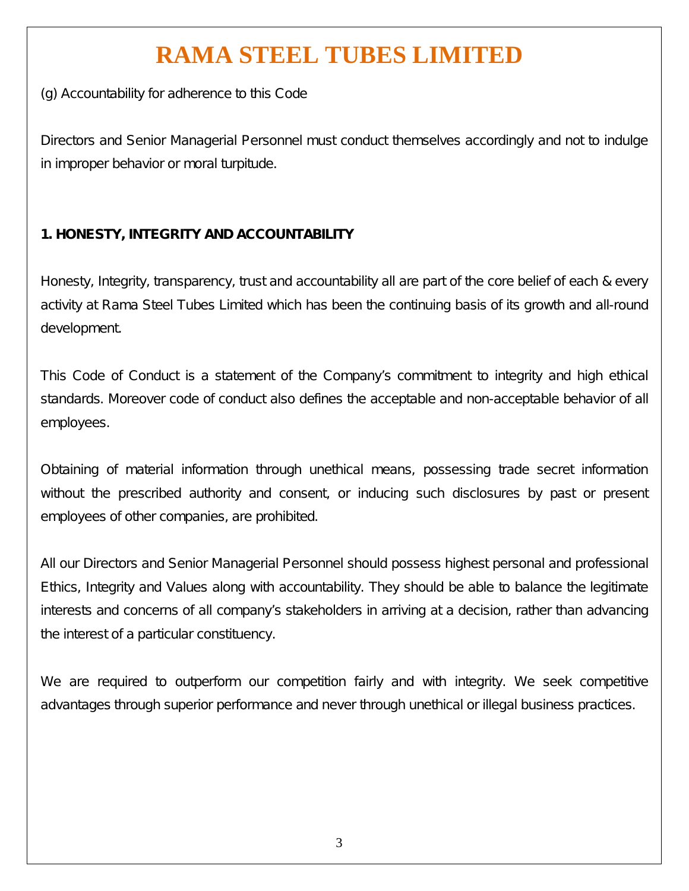(g) Accountability for adherence to this Code

Directors and Senior Managerial Personnel must conduct themselves accordingly and not to indulge in improper behavior or moral turpitude.

**1. HONESTY, INTEGRITY AND ACCOUNTABILITY**

Honesty, Integrity, transparency, trust and accountability all are part of the core belief of each & every activity at Rama Steel Tubes Limited which has been the continuing basis of its growth and all-round development.

This Code of Conduct is a statement of the Company's commitment to integrity and high ethical standards. Moreover code of conduct also defines the acceptable and non-acceptable behavior of all employees.

Obtaining of material information through unethical means, possessing trade secret information without the prescribed authority and consent, or inducing such disclosures by past or present employees of other companies, are prohibited.

All our Directors and Senior Managerial Personnel should possess highest personal and professional Ethics, Integrity and Values along with accountability. They should be able to balance the legitimate interests and concerns of all company's stakeholders in arriving at a decision, rather than advancing the interest of a particular constituency.

We are required to outperform our competition fairly and with integrity. We seek competitive advantages through superior performance and never through unethical or illegal business practices.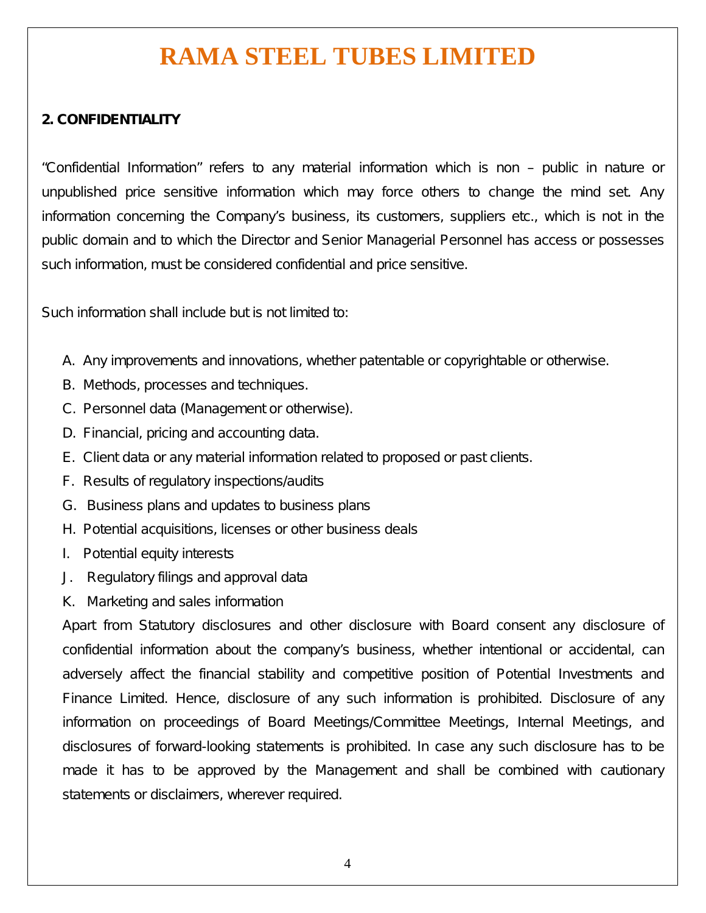# RAMA STEEL TUBES LIMITED

**2. CONFIDENTIALITY**

"Confidential Information" refers to any material information which is non – public in nature or unpublished price sensitive information which may force others to change the mind set. Any information concerning the Company's business, its customers, suppliers etc., which is not in the public domain and to which the Director and Senior Managerial Personnel has access or possesses such information, must be considered confidential and price sensitive.

Such information shall include but is not limited to:

A. Any improvements and innovations, whether patentable or copyrightable or otherwise.
B. Methods, processes and techniques.
C. Personnel data (Management or otherwise).
D. Financial, pricing and accounting data.
E. Client data or any material information related to proposed or past clients.
F. Results of regulatory inspections/audits
G. Business plans and updates to business plans
H. Potential acquisitions, licenses or other business deals
I. Potential equity interests
J. Regulatory filings and approval data
K. Marketing and sales information

Apart from Statutory disclosures and other disclosure with Board consent any disclosure of confidential information about the company's business, whether intentional or accidental, can adversely affect the financial stability and competitive position of Potential Investments and Finance Limited. Hence, disclosure of any such information is prohibited. Disclosure of any information on proceedings of Board Meetings/Committee Meetings, Internal Meetings, and disclosures of forward-looking statements is prohibited. In case any such disclosure has to be made it has to be approved by the Management and shall be combined with cautionary statements or disclaimers, wherever required.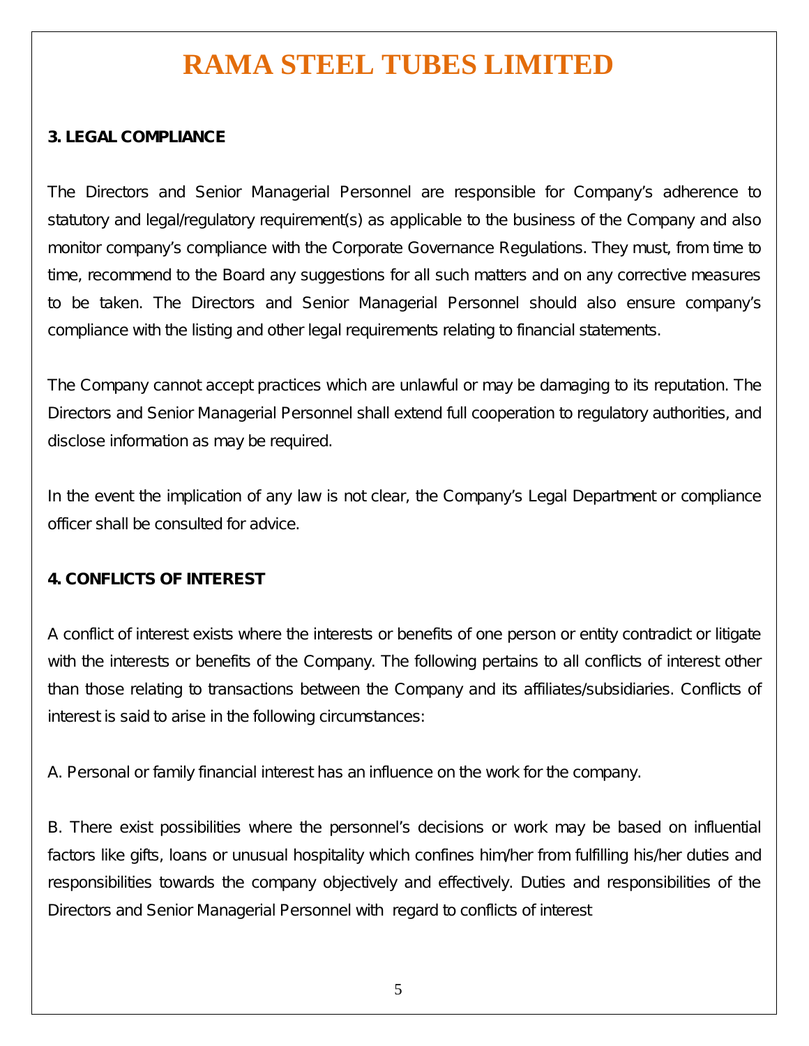### 3. LEGAL COMPLIANCE

The Directors and Senior Managerial Personnel are responsible for Company's adherence to statutory and legal/regulatory requirement(s) as applicable to the business of the Company and also monitor company's compliance with the Corporate Governance Regulations. They must, from time to time, recommend to the Board any suggestions for all such matters and on any corrective measures to be taken. The Directors and Senior Managerial Personnel should also ensure company's compliance with the listing and other legal requirements relating to financial statements.

The Company cannot accept practices which are unlawful or may be damaging to its reputation. The Directors and Senior Managerial Personnel shall extend full cooperation to regulatory authorities, and disclose information as may be required.

In the event the implication of any law is not clear, the Company's Legal Department or compliance officer shall be consulted for advice.

### 4. CONFLICTS OF INTEREST

A conflict of interest exists where the interests or benefits of one person or entity contradict or litigate with the interests or benefits of the Company. The following pertains to all conflicts of interest other than those relating to transactions between the Company and its affiliates/subsidiaries. Conflicts of interest is said to arise in the following circumstances:

A. Personal or family financial interest has an influence on the work for the company.

B. There exist possibilities where the personnel's decisions or work may be based on influential factors like gifts, loans or unusual hospitality which confines him/her from fulfilling his/her duties and responsibilities towards the company objectively and effectively. Duties and responsibilities of the Directors and Senior Managerial Personnel with regard to conflicts of interest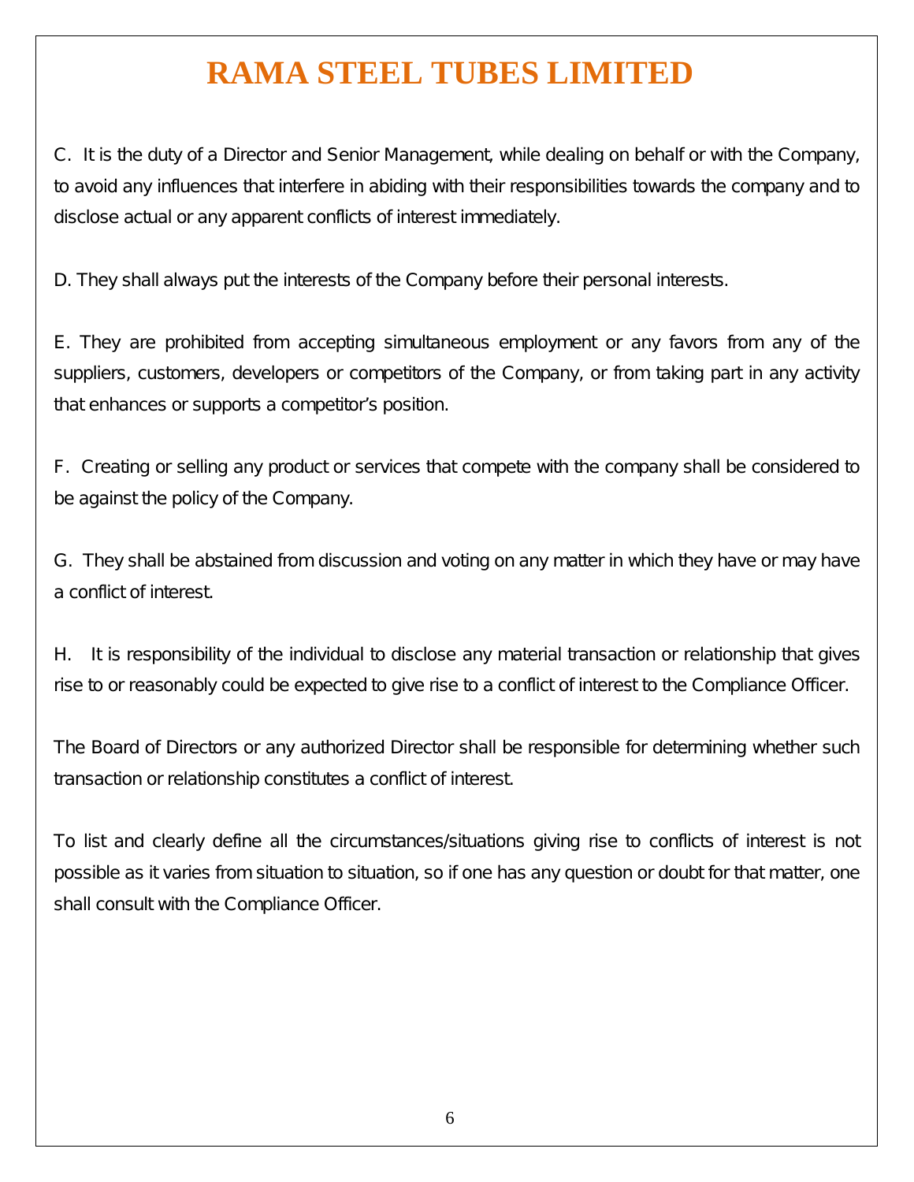C. It is the duty of a Director and Senior Management, while dealing on behalf or with the Company, to avoid any influences that interfere in abiding with their responsibilities towards the company and to disclose actual or any apparent conflicts of interest immediately.

D. They shall always put the interests of the Company before their personal interests.

E. They are prohibited from accepting simultaneous employment or any favors from any of the suppliers, customers, developers or competitors of the Company, or from taking part in any activity that enhances or supports a competitor's position.

F. Creating or selling any product or services that compete with the company shall be considered to be against the policy of the Company.

G. They shall be abstained from discussion and voting on any matter in which they have or may have a conflict of interest.

H. It is responsibility of the individual to disclose any material transaction or relationship that gives rise to or reasonably could be expected to give rise to a conflict of interest to the Compliance Officer.

The Board of Directors or any authorized Director shall be responsible for determining whether such transaction or relationship constitutes a conflict of interest.

To list and clearly define all the circumstances/situations giving rise to conflicts of interest is not possible as it varies from situation to situation, so if one has any question or doubt for that matter, one shall consult with the Compliance Officer.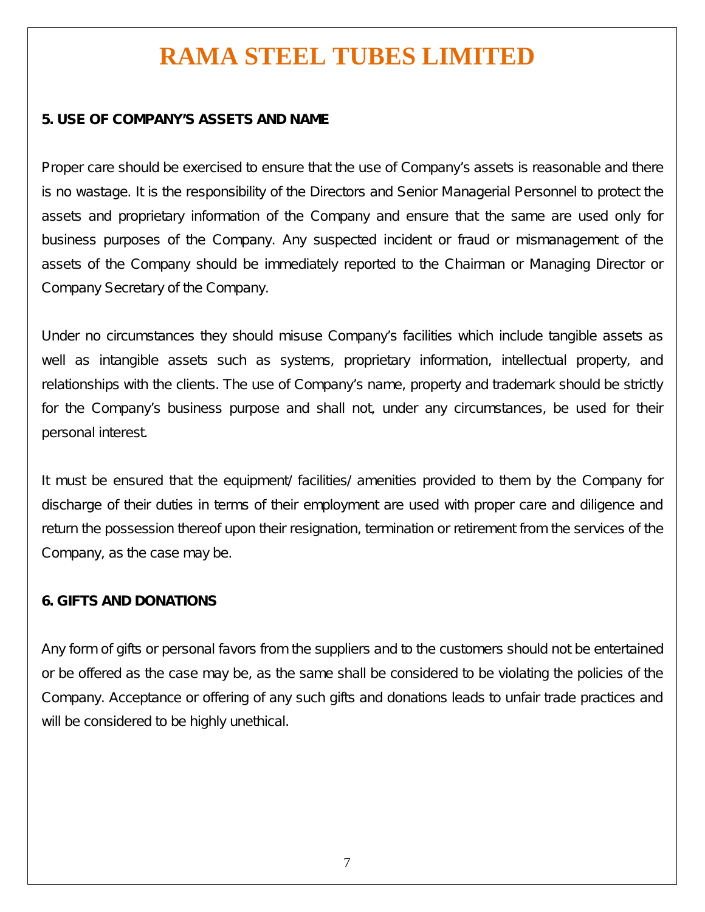## 5. USE OF COMPANY'S ASSETS AND NAME

Proper care should be exercised to ensure that the use of Company's assets is reasonable and there is no wastage. It is the responsibility of the Directors and Senior Managerial Personnel to protect the assets and proprietary information of the Company and ensure that the same are used only for business purposes of the Company. Any suspected incident or fraud or mismanagement of the assets of the Company should be immediately reported to the Chairman or Managing Director or Company Secretary of the Company.

Under no circumstances they should misuse Company's facilities which include tangible assets as well as intangible assets such as systems, proprietary information, intellectual property, and relationships with the clients. The use of Company's name, property and trademark should be strictly for the Company's business purpose and shall not, under any circumstances, be used for their personal interest.

It must be ensured that the equipment/ facilities/ amenities provided to them by the Company for discharge of their duties in terms of their employment are used with proper care and diligence and return the possession thereof upon their resignation, termination or retirement from the services of the Company, as the case may be.

## 6. GIFTS AND DONATIONS

Any form of gifts or personal favors from the suppliers and to the customers should not be entertained or be offered as the case may be, as the same shall be considered to be violating the policies of the Company. Acceptance or offering of any such gifts and donations leads to unfair trade practices and will be considered to be highly unethical.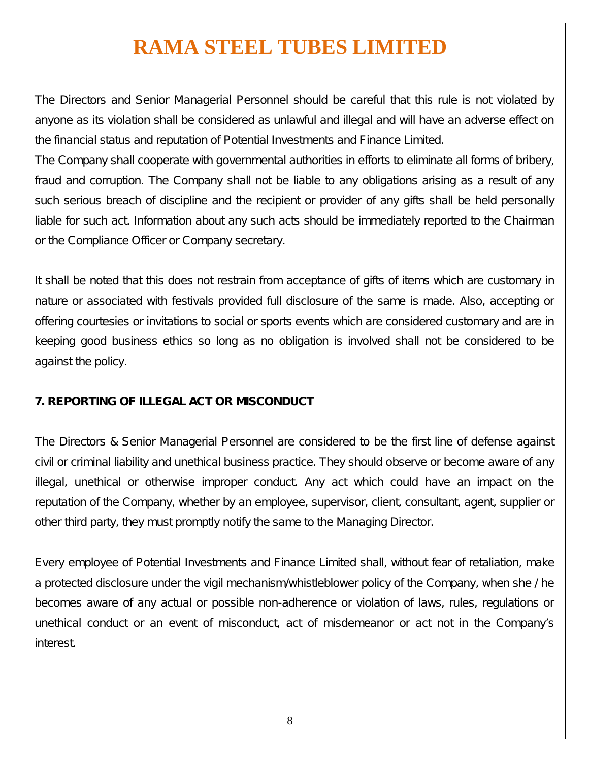The Directors and Senior Managerial Personnel should be careful that this rule is not violated by anyone as its violation shall be considered as unlawful and illegal and will have an adverse effect on the financial status and reputation of Potential Investments and Finance Limited.

The Company shall cooperate with governmental authorities in efforts to eliminate all forms of bribery, fraud and corruption. The Company shall not be liable to any obligations arising as a result of any such serious breach of discipline and the recipient or provider of any gifts shall be held personally liable for such act. Information about any such acts should be immediately reported to the Chairman or the Compliance Officer or Company secretary.

It shall be noted that this does not restrain from acceptance of gifts of items which are customary in nature or associated with festivals provided full disclosure of the same is made. Also, accepting or offering courtesies or invitations to social or sports events which are considered customary and are in keeping good business ethics so long as no obligation is involved shall not be considered to be against the policy.

**7. REPORTING OF ILLEGAL ACT OR MISCONDUCT**

The Directors & Senior Managerial Personnel are considered to be the first line of defense against civil or criminal liability and unethical business practice. They should observe or become aware of any illegal, unethical or otherwise improper conduct. Any act which could have an impact on the reputation of the Company, whether by an employee, supervisor, client, consultant, agent, supplier or other third party, they must promptly notify the same to the Managing Director.

Every employee of Potential Investments and Finance Limited shall, without fear of retaliation, make a protected disclosure under the vigil mechanism/whistleblower policy of the Company, when she / he becomes aware of any actual or possible non-adherence or violation of laws, rules, regulations or unethical conduct or an event of misconduct, act of misdemeanor or act not in the Company's interest.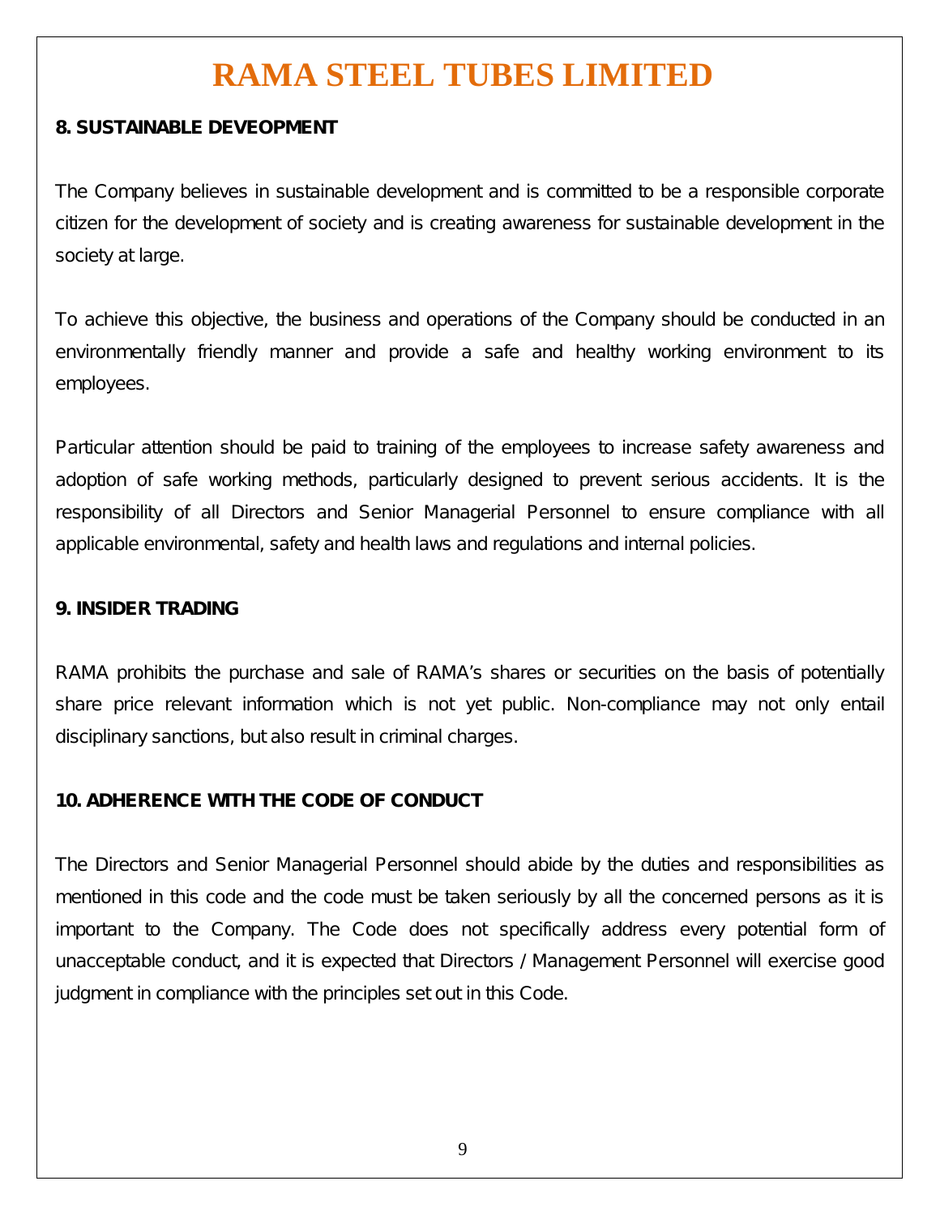**8. SUSTAINABLE DEVEOPMENT**

The Company believes in sustainable development and is committed to be a responsible corporate citizen for the development of society and is creating awareness for sustainable development in the society at large.

To achieve this objective, the business and operations of the Company should be conducted in an environmentally friendly manner and provide a safe and healthy working environment to its employees.

Particular attention should be paid to training of the employees to increase safety awareness and adoption of safe working methods, particularly designed to prevent serious accidents. It is the responsibility of all Directors and Senior Managerial Personnel to ensure compliance with all applicable environmental, safety and health laws and regulations and internal policies.

**9. INSIDER TRADING**

RAMA prohibits the purchase and sale of RAMA's shares or securities on the basis of potentially share price relevant information which is not yet public. Non-compliance may not only entail disciplinary sanctions, but also result in criminal charges.

**10. ADHERENCE WITH THE CODE OF CONDUCT**

The Directors and Senior Managerial Personnel should abide by the duties and responsibilities as mentioned in this code and the code must be taken seriously by all the concerned persons as it is important to the Company. The Code does not specifically address every potential form of unacceptable conduct, and it is expected that Directors / Management Personnel will exercise good judgment in compliance with the principles set out in this Code.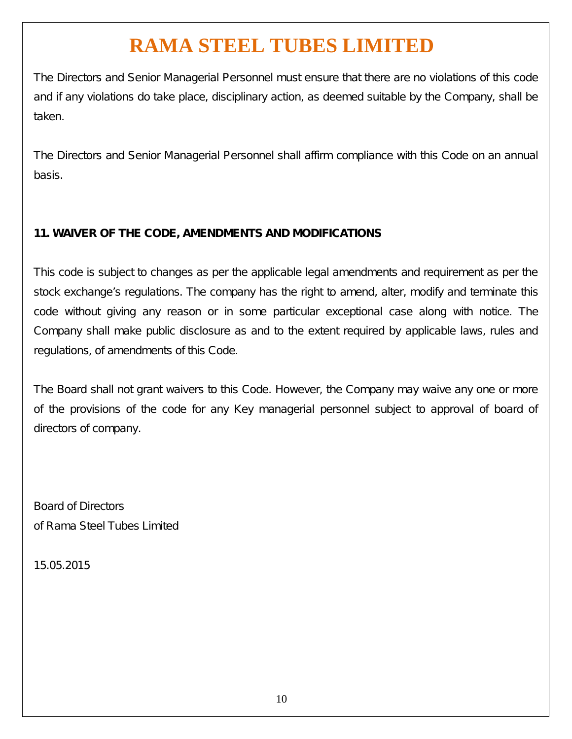The Directors and Senior Managerial Personnel must ensure that there are no violations of this code and if any violations do take place, disciplinary action, as deemed suitable by the Company, shall be taken.

The Directors and Senior Managerial Personnel shall affirm compliance with this Code on an annual basis.

**11. WAIVER OF THE CODE, AMENDMENTS AND MODIFICATIONS**

This code is subject to changes as per the applicable legal amendments and requirement as per the stock exchange's regulations. The company has the right to amend, alter, modify and terminate this code without giving any reason or in some particular exceptional case along with notice. The Company shall make public disclosure as and to the extent required by applicable laws, rules and regulations, of amendments of this Code.

The Board shall not grant waivers to this Code. However, the Company may waive any one or more of the provisions of the code for any Key managerial personnel subject to approval of board of directors of company.

Board of Directors
of Rama Steel Tubes Limited

15.05.2015